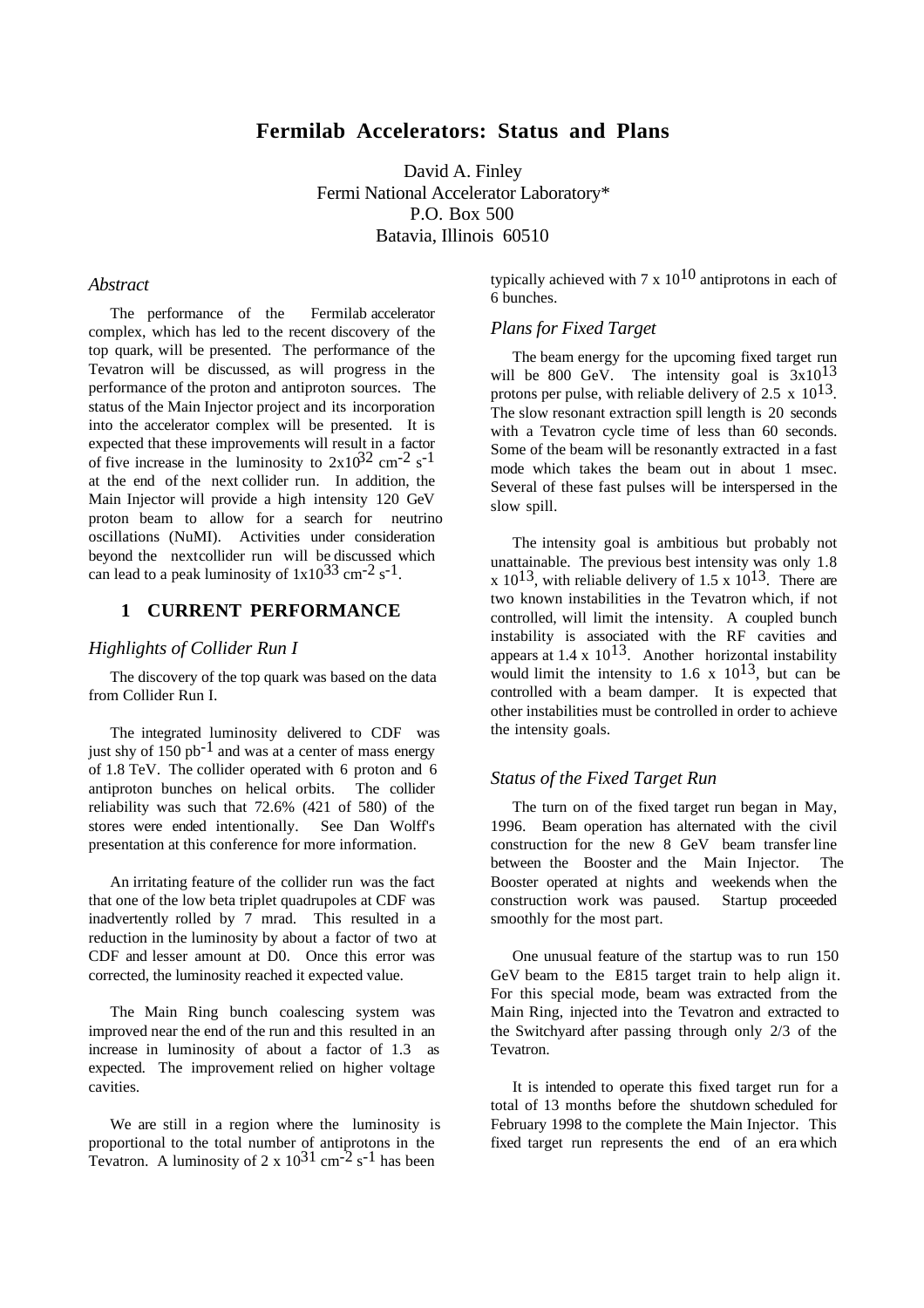# Fermilab Accelerators: Status and Plans

David A. Finley
Fermi National Accelerator Laboratory*
P.O. Box 500
Batavia, Illinois 60510

### *Abstract*

The performance of the Fermilab accelerator complex, which has led to the recent discovery of the top quark, will be presented. The performance of the Tevatron will be discussed, as will progress in the performance of the proton and antiproton sources. The status of the Main Injector project and its incorporation into the accelerator complex will be presented. It is expected that these improvements will result in a factor of five increase in the luminosity to $2 \times 10^{32}$ cm$^{-2}$ s$^{-1}$ at the end of the next collider run. In addition, the Main Injector will provide a high intensity 120 GeV proton beam to allow for a search for neutrino oscillations (NuMI). Activities under consideration beyond the nextcollider run will be discussed which can lead to a peak luminosity of $1 \times 10^{33}$ cm$^{-2}$ s$^{-1}$.

## 1 CURRENT PERFORMANCE

### *Highlights of Collider Run I*

The discovery of the top quark was based on the data from Collider Run I.

The integrated luminosity delivered to CDF was just shy of 150 pb$^{-1}$ and was at a center of mass energy of 1.8 TeV. The collider operated with 6 proton and 6 antiproton bunches on helical orbits. The collider reliability was such that 72.6% (421 of 580) of the stores were ended intentionally. See Dan Wolff's presentation at this conference for more information.

An irritating feature of the collider run was the fact that one of the low beta triplet quadrupoles at CDF was inadvertently rolled by 7 mrad. This resulted in a reduction in the luminosity by about a factor of two at CDF and lesser amount at D0. Once this error was corrected, the luminosity reached it expected value.

The Main Ring bunch coalescing system was improved near the end of the run and this resulted in an increase in luminosity of about a factor of 1.3 as expected. The improvement relied on higher voltage cavities.

We are still in a region where the luminosity is proportional to the total number of antiprotons in the Tevatron. A luminosity of $2 \times 10^{31}$ cm$^{-2}$ s$^{-1}$ has been typically achieved with $7 \times 10^{10}$ antiprotons in each of 6 bunches.

### *Plans for Fixed Target*

The beam energy for the upcoming fixed target run will be 800 GeV. The intensity goal is $3 \times 10^{13}$ protons per pulse, with reliable delivery of $2.5 \times 10^{13}$. The slow resonant extraction spill length is 20 seconds with a Tevatron cycle time of less than 60 seconds. Some of the beam will be resonantly extracted in a fast mode which takes the beam out in about 1 msec. Several of these fast pulses will be interspersed in the slow spill.

The intensity goal is ambitious but probably not unattainable. The previous best intensity was only $1.8 \times 10^{13}$, with reliable delivery of $1.5 \times 10^{13}$. There are two known instabilities in the Tevatron which, if not controlled, will limit the intensity. A coupled bunch instability is associated with the RF cavities and appears at $1.4 \times 10^{13}$. Another horizontal instability would limit the intensity to $1.6 \times 10^{13}$, but can be controlled with a beam damper. It is expected that other instabilities must be controlled in order to achieve the intensity goals.

### *Status of the Fixed Target Run*

The turn on of the fixed target run began in May, 1996. Beam operation has alternated with the civil construction for the new 8 GeV beam transfer line between the Booster and the Main Injector. The Booster operated at nights and weekends when the construction work was paused. Startup proceeded smoothly for the most part.

One unusual feature of the startup was to run 150 GeV beam to the E815 target train to help align it. For this special mode, beam was extracted from the Main Ring, injected into the Tevatron and extracted to the Switchyard after passing through only 2/3 of the Tevatron.

It is intended to operate this fixed target run for a total of 13 months before the shutdown scheduled for February 1998 to the complete the Main Injector. This fixed target run represents the end of an era which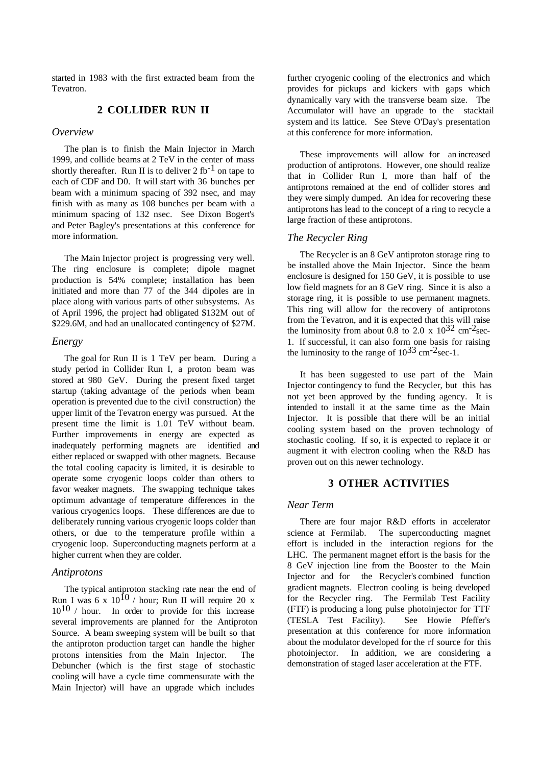started in 1983 with the first extracted beam from the Tevatron.

## 2 COLLIDER RUN II

### *Overview*

The plan is to finish the Main Injector in March 1999, and collide beams at 2 TeV in the center of mass shortly thereafter. Run II is to deliver 2 $fb^{-1}$ on tape to each of CDF and D0. It will start with 36 bunches per beam with a minimum spacing of 392 nsec, and may finish with as many as 108 bunches per beam with a minimum spacing of 132 nsec. See Dixon Bogert's and Peter Bagley's presentations at this conference for more information.

The Main Injector project is progressing very well. The ring enclosure is complete; dipole magnet production is 54% complete; installation has been initiated and more than 77 of the 344 dipoles are in place along with various parts of other subsystems. As of April 1996, the project had obligated \$132M out of \$229.6M, and had an unallocated contingency of \$27M.

### *Energy*

The goal for Run II is 1 TeV per beam. During a study period in Collider Run I, a proton beam was stored at 980 GeV. During the present fixed target startup (taking advantage of the periods when beam operation is prevented due to the civil construction) the upper limit of the Tevatron energy was pursued. At the present time the limit is 1.01 TeV without beam. Further improvements in energy are expected as inadequately performing magnets are identified and either replaced or swapped with other magnets. Because the total cooling capacity is limited, it is desirable to operate some cryogenic loops colder than others to favor weaker magnets. The swapping technique takes optimum advantage of temperature differences in the various cryogenics loops. These differences are due to deliberately running various cryogenic loops colder than others, or due to the temperature profile within a cryogenic loop. Superconducting magnets perform at a higher current when they are colder.

### *Antiprotons*

The typical antiproton stacking rate near the end of Run I was 6 x $10^{10}$ / hour; Run II will require 20 x $10^{10}$ / hour. In order to provide for this increase several improvements are planned for the Antiproton Source. A beam sweeping system will be built so that the antiproton production target can handle the higher protons intensities from the Main Injector. The Debuncher (which is the first stage of stochastic cooling will have a cycle time commensurate with the Main Injector) will have an upgrade which includes further cryogenic cooling of the electronics and which provides for pickups and kickers with gaps which dynamically vary with the transverse beam size. The Accumulator will have an upgrade to the stacktail system and its lattice. See Steve O'Day's presentation at this conference for more information.

These improvements will allow for an increased production of antiprotons. However, one should realize that in Collider Run I, more than half of the antiprotons remained at the end of collider stores and they were simply dumped. An idea for recovering these antiprotons has lead to the concept of a ring to recycle a large fraction of these antiprotons.

### *The Recycler Ring*

The Recycler is an 8 GeV antiproton storage ring to be installed above the Main Injector. Since the beam enclosure is designed for 150 GeV, it is possible to use low field magnets for an 8 GeV ring. Since it is also a storage ring, it is possible to use permanent magnets. This ring will allow for the recovery of antiprotons from the Tevatron, and it is expected that this will raise the luminosity from about 0.8 to 2.0 x $10^{32}$ $cm^{-2}sec^{-1}$. If successful, it can also form one basis for raising the luminosity to the range of $10^{33}$ $cm^{-2}sec^{-1}$.

It has been suggested to use part of the Main Injector contingency to fund the Recycler, but this has not yet been approved by the funding agency. It is intended to install it at the same time as the Main Injector. It is possible that there will be an initial cooling system based on the proven technology of stochastic cooling. If so, it is expected to replace it or augment it with electron cooling when the R&D has proven out on this newer technology.

## 3 OTHER ACTIVITIES

### *Near Term*

There are four major R&D efforts in accelerator science at Fermilab. The superconducting magnet effort is included in the interaction regions for the LHC. The permanent magnet effort is the basis for the 8 GeV injection line from the Booster to the Main Injector and for the Recycler's combined function gradient magnets. Electron cooling is being developed for the Recycler ring. The Fermilab Test Facility (FTF) is producing a long pulse photoinjector for TTF (TESLA Test Facility). See Howie Pfeffer's presentation at this conference for more information about the modulator developed for the rf source for this photoinjector. In addition, we are considering a demonstration of staged laser acceleration at the FTF.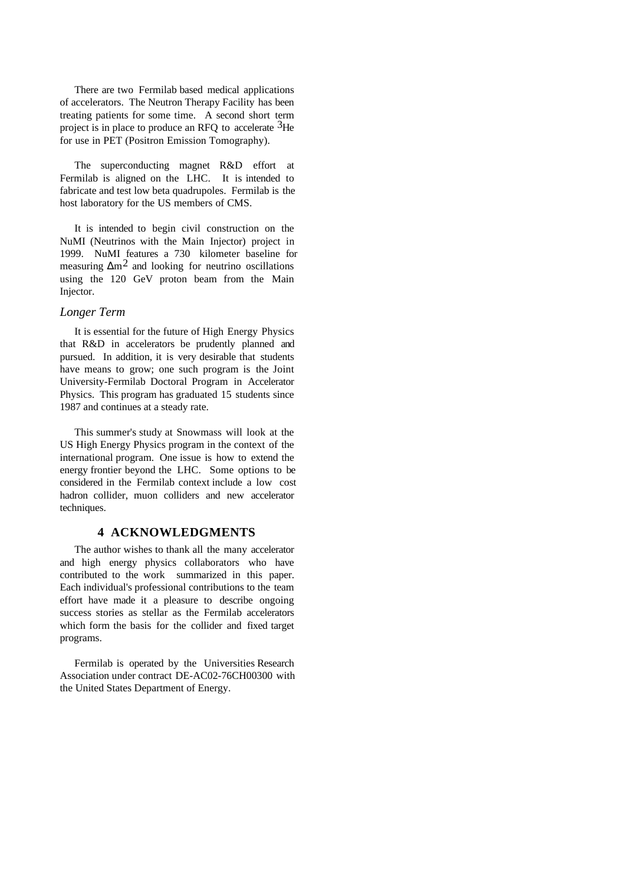There are two Fermilab based medical applications of accelerators. The Neutron Therapy Facility has been treating patients for some time. A second short term project is in place to produce an RFQ to accelerate $^{3}$He for use in PET (Positron Emission Tomography).

The superconducting magnet R&D effort at Fermilab is aligned on the LHC. It is intended to fabricate and test low beta quadrupoles. Fermilab is the host laboratory for the US members of CMS.

It is intended to begin civil construction on the NuMI (Neutrinos with the Main Injector) project in 1999. NuMI features a 730 kilometer baseline for measuring $\Delta m^2$ and looking for neutrino oscillations using the 120 GeV proton beam from the Main Injector.

### *Longer Term*

It is essential for the future of High Energy Physics that R&D in accelerators be prudently planned and pursued. In addition, it is very desirable that students have means to grow; one such program is the Joint University-Fermilab Doctoral Program in Accelerator Physics. This program has graduated 15 students since 1987 and continues at a steady rate.

This summer's study at Snowmass will look at the US High Energy Physics program in the context of the international program. One issue is how to extend the energy frontier beyond the LHC. Some options to be considered in the Fermilab context include a low cost hadron collider, muon colliders and new accelerator techniques.

## 4 ACKNOWLEDGMENTS

The author wishes to thank all the many accelerator and high energy physics collaborators who have contributed to the work summarized in this paper. Each individual's professional contributions to the team effort have made it a pleasure to describe ongoing success stories as stellar as the Fermilab accelerators which form the basis for the collider and fixed target programs.

Fermilab is operated by the Universities Research Association under contract DE-AC02-76CH00300 with the United States Department of Energy.